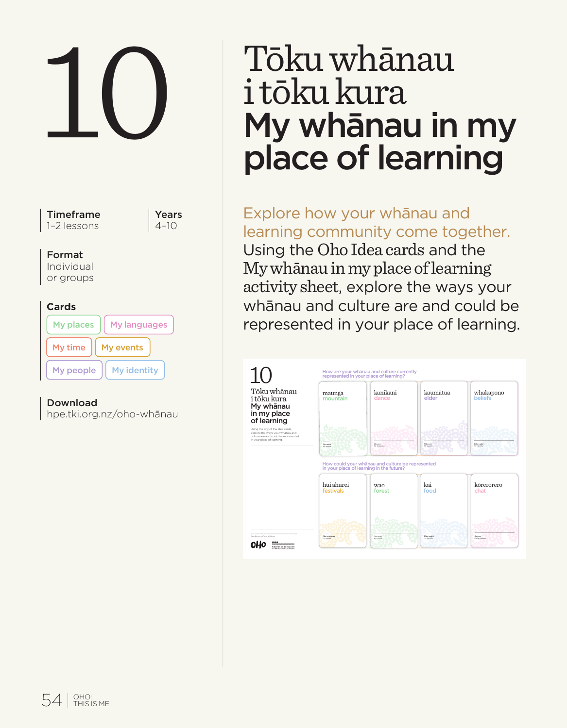# 10

# Tōku whānau i tōku kura
## My whānau in my place of learning

**Timeframe**
1–2 lessons

**Years**
4–10

**Format**
Individual or groups

**Cards**
- My places
- My languages
- My time
- My events
- My people
- My identity

**Download**
hpe.tki.org.nz/oho-whānau

Explore how your whānau and learning community come together. Using the Oho Idea cards and the My whānau in my place of learning activity sheet, explore the ways your whānau and culture are and could be represented in your place of learning.

10

Tōku whānau i tōku kura
My whānau in my place of learning

How are your whānau and culture currently represented in your place of learning?

- maunga — mountain
- kanikani — dance
- kaumātua — elder
- whakapono — beliefs

How could your whānau and culture be represented in your place of learning in the future?

- hui ahurei — festivals
- wao — forest
- kai — food
- kōrerorero — chat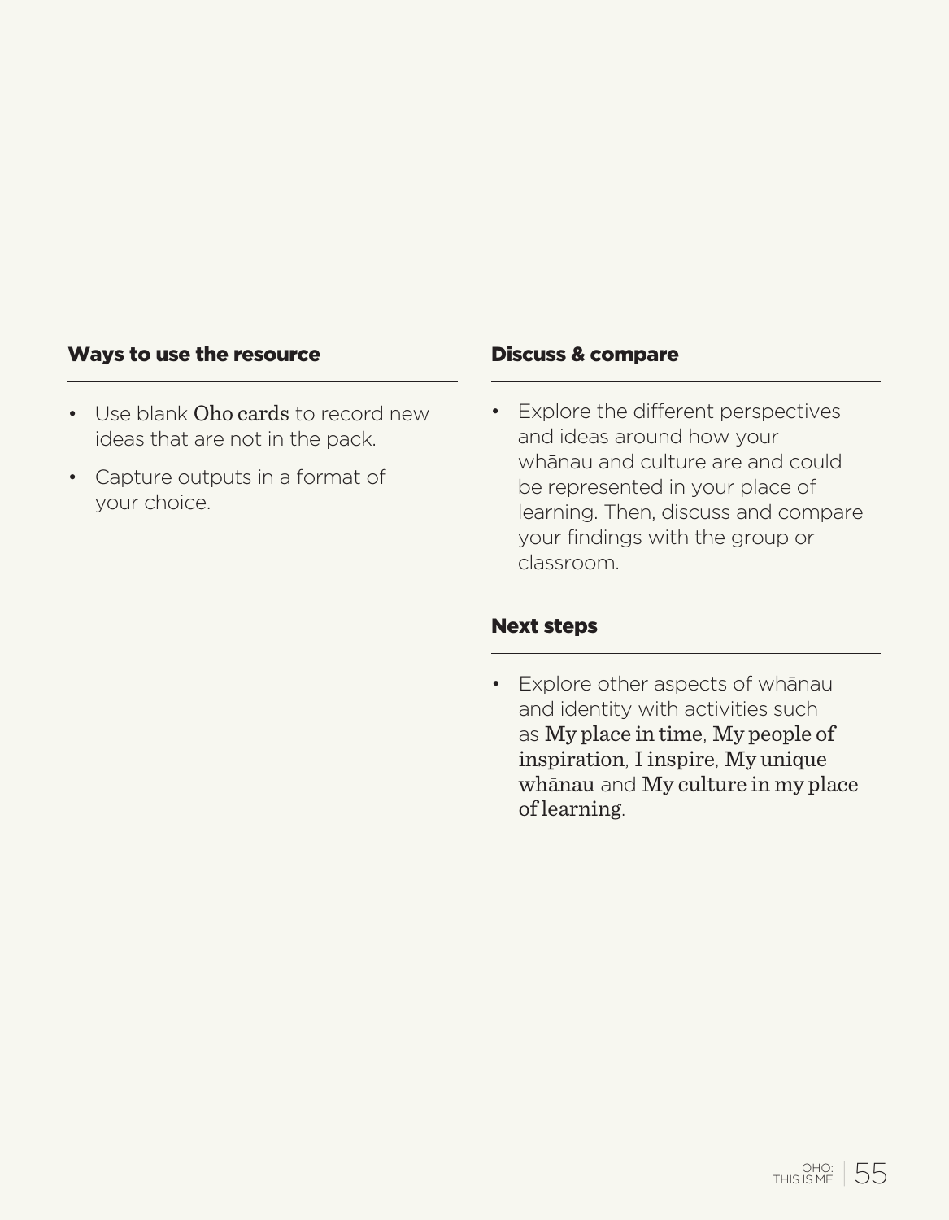## Ways to use the resource

- Use blank Oho cards to record new ideas that are not in the pack.
- Capture outputs in a format of your choice.

## Discuss & compare

- Explore the different perspectives and ideas around how your whānau and culture are and could be represented in your place of learning. Then, discuss and compare your findings with the group or classroom.

## Next steps

- Explore other aspects of whānau and identity with activities such as My place in time, My people of inspiration, I inspire, My unique whānau and My culture in my place of learning.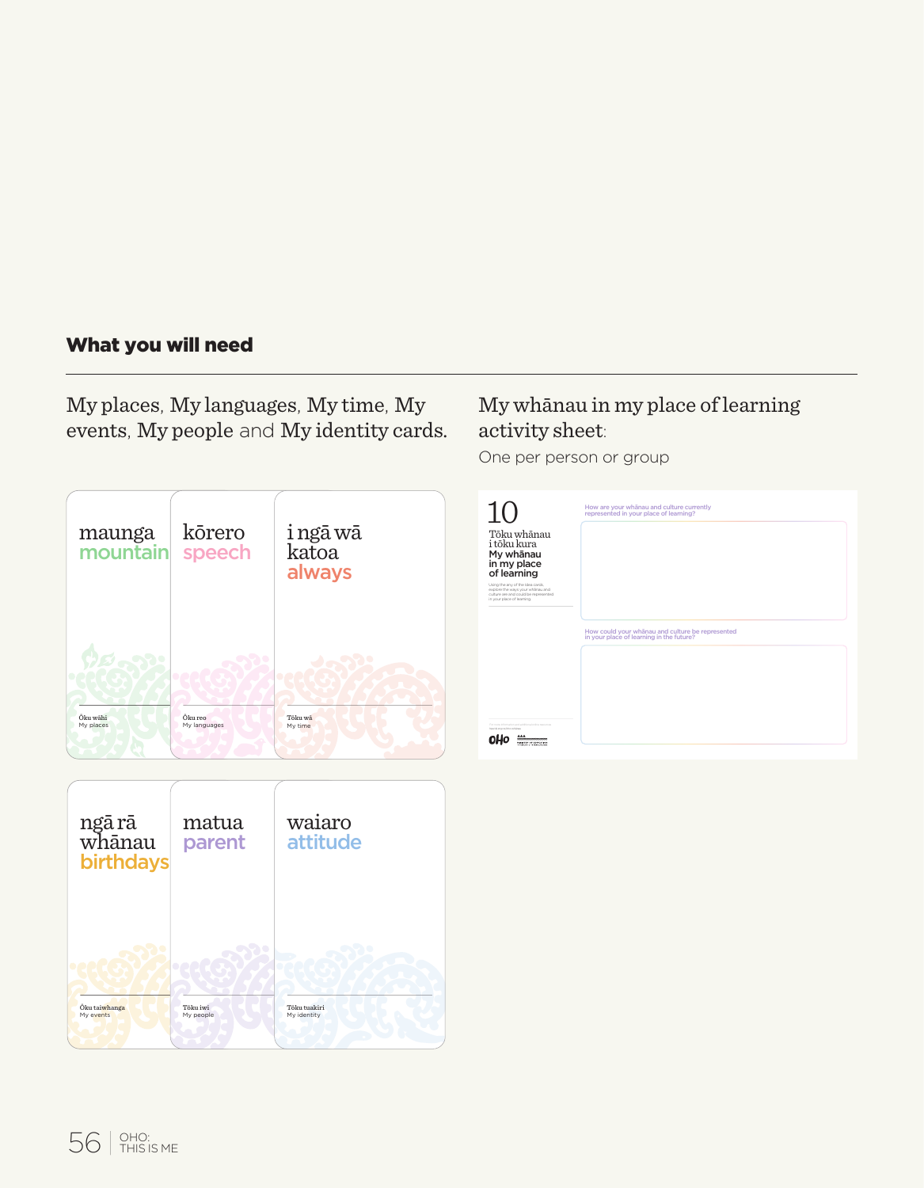## What you will need

**My places**, **My languages**, **My time**, **My events**, **My people** and **My identity cards**.

maunga
mountain

Ōku wāhi
My places

kōrero
speech

Ōku reo
My languages

i ngā wā katoa
always

Tōku wā
My time

ngā rā whānau
birthdays

Ōku taiwhanga
My events

matua
parent

Tōku iwi
My people

waiaro
attitude

Tōku tuakiri
My identity

**My whānau in my place of learning activity sheet**:

One per person or group

10

Tōku whānau i tōku kura

**My whānau in my place of learning**

Using the any of the idea cards, explore the ways your whānau and culture are and could be represented in your place of learning.

How are your whānau and culture currently represented in your place of learning?

How could your whānau and culture be represented in your place of learning in the future?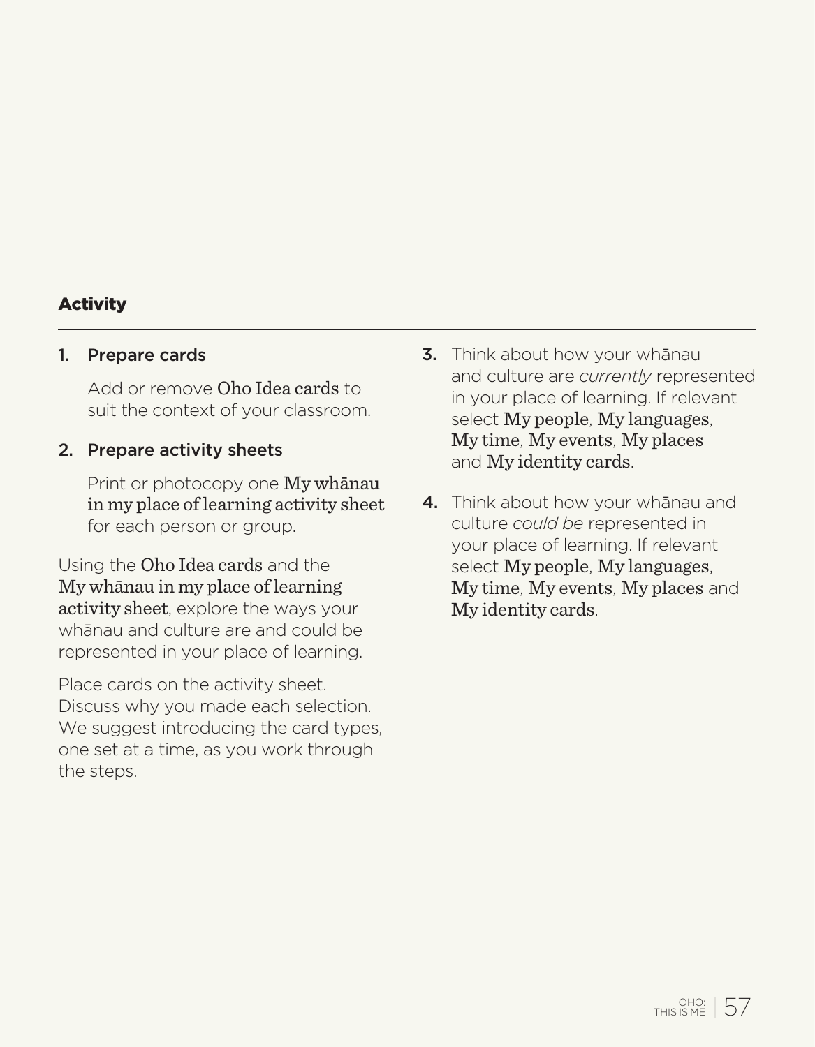## Activity

1. **Prepare cards**

   Add or remove Oho Idea cards to suit the context of your classroom.

2. **Prepare activity sheets**

   Print or photocopy one My whānau in my place of learning activity sheet for each person or group.

Using the Oho Idea cards and the My whānau in my place of learning activity sheet, explore the ways your whānau and culture are and could be represented in your place of learning.

Place cards on the activity sheet. Discuss why you made each selection. We suggest introducing the card types, one set at a time, as you work through the steps.

3. Think about how your whānau and culture are *currently* represented in your place of learning. If relevant select My people, My languages, My time, My events, My places and My identity cards.

4. Think about how your whānau and culture *could be* represented in your place of learning. If relevant select My people, My languages, My time, My events, My places and My identity cards.